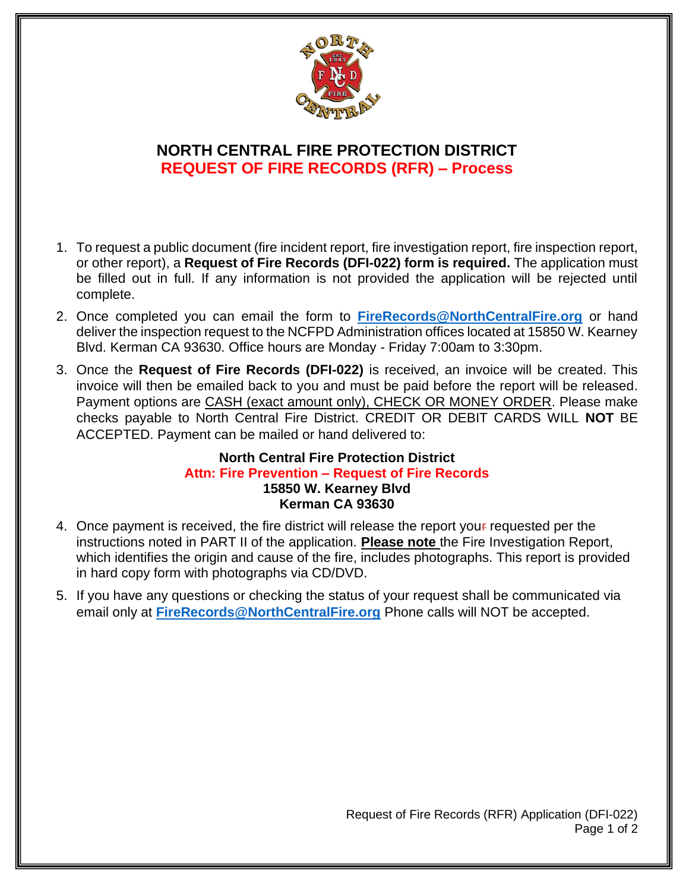# NORTH CENTRAL FIRE PROTECTION DISTRICT

## REQUEST OF FIRE RECORDS (RFR) – Process

1. To request a public document (fire incident report, fire investigation report, fire inspection report, or other report), a **Request of Fire Records (DFI-022) form is required.** The application must be filled out in full. If any information is not provided the application will be rejected until complete.
2. Once completed you can email the form to **FireRecords@NorthCentralFire.org** or hand deliver the inspection request to the NCFPD Administration offices located at 15850 W. Kearney Blvd. Kerman CA 93630. Office hours are Monday - Friday 7:00am to 3:30pm.
3. Once the **Request of Fire Records (DFI-022)** is received, an invoice will be created. This invoice will then be emailed back to you and must be paid before the report will be released. Payment options are CASH (exact amount only), CHECK OR MONEY ORDER. Please make checks payable to North Central Fire District. CREDIT OR DEBIT CARDS WILL **NOT** BE ACCEPTED. Payment can be mailed or hand delivered to:

   **North Central Fire Protection District**
   **Attn: Fire Prevention – Request of Fire Records**
   **15850 W. Kearney Blvd**
   **Kerman CA 93630**

4. Once payment is received, the fire district will release the report your requested per the instructions noted in PART II of the application. **Please note** the Fire Investigation Report, which identifies the origin and cause of the fire, includes photographs. This report is provided in hard copy form with photographs via CD/DVD.
5. If you have any questions or checking the status of your request shall be communicated via email only at **FireRecords@NorthCentralFire.org** Phone calls will NOT be accepted.

Request of Fire Records (RFR) Application (DFI-022)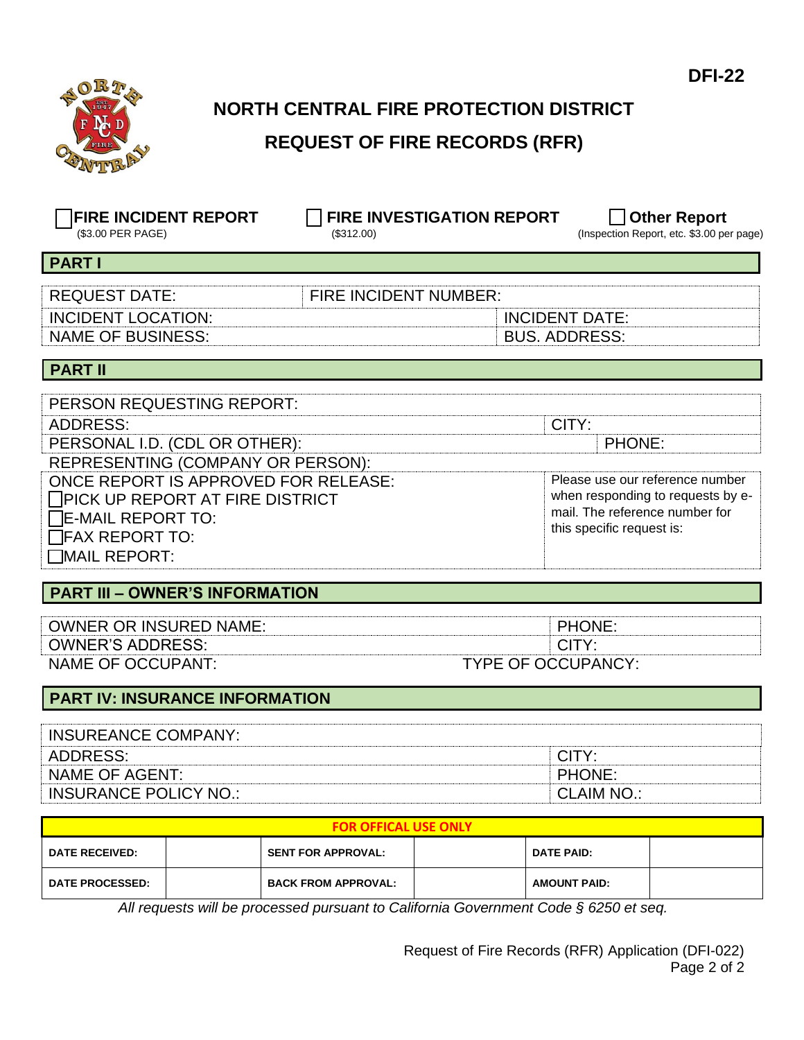DFI-22

# NORTH CENTRAL FIRE PROTECTION DISTRICT

## REQUEST OF FIRE RECORDS (RFR)

☐ **FIRE INCIDENT REPORT** ($3.00 PER PAGE)

☐ **FIRE INVESTIGATION REPORT** ($312.00)

☐ **Other Report** (Inspection Report, etc. $3.00 per page)

### PART I

| | | |
|---|---|---|
| REQUEST DATE: | FIRE INCIDENT NUMBER: | |
| INCIDENT LOCATION: | | INCIDENT DATE: |
| NAME OF BUSINESS: | | BUS. ADDRESS: |

### PART II

| | |
|---|---|
| PERSON REQUESTING REPORT: | |
| ADDRESS: | CITY: |
| PERSONAL I.D. (CDL OR OTHER): | PHONE: |
| REPRESENTING (COMPANY OR PERSON): | |

ONCE REPORT IS APPROVED FOR RELEASE:

☐ PICK UP REPORT AT FIRE DISTRICT

☐ E-MAIL REPORT TO:

☐ FAX REPORT TO:

☐ MAIL REPORT:

Please use our reference number when responding to requests by e-mail. The reference number for this specific request is:

### PART III – OWNER'S INFORMATION

| | |
|---|---|
| OWNER OR INSURED NAME: | PHONE: |
| OWNER'S ADDRESS: | CITY: |
| NAME OF OCCUPANT: | TYPE OF OCCUPANCY: |

### PART IV: INSURANCE INFORMATION

| | |
|---|---|
| INSUREANCE COMPANY: | |
| ADDRESS: | CITY: |
| NAME OF AGENT: | PHONE: |
| INSURANCE POLICY NO.: | CLAIM NO.: |

**FOR OFFICAL USE ONLY**

| | | | | | |
|---|---|---|---|---|---|
| **DATE RECEIVED:** | | **SENT FOR APPROVAL:** | | **DATE PAID:** | |
| **DATE PROCESSED:** | | **BACK FROM APPROVAL:** | | **AMOUNT PAID:** | |

*All requests will be processed pursuant to California Government Code § 6250 et seq.*

Request of Fire Records (RFR) Application (DFI-022)